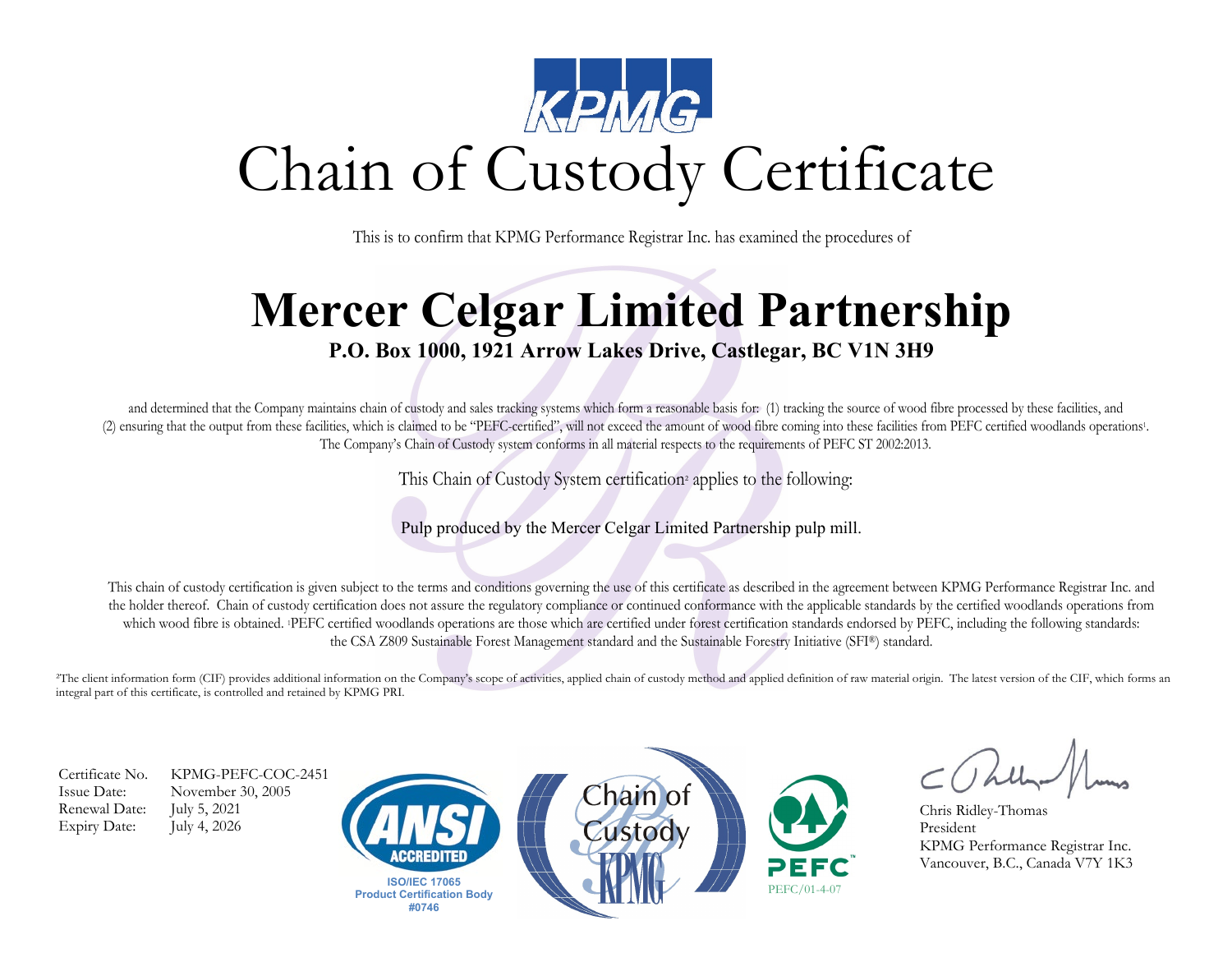KPMG

# Chain of Custody Certificate

This is to confirm that KPMG Performance Registrar Inc. has examined the procedures of

## Mercer Celgar Limited Partnership

**P.O. Box 1000, 1921 Arrow Lakes Drive, Castlegar, BC V1N 3H9**

and determined that the Company maintains chain of custody and sales tracking systems which form a reasonable basis for: (1) tracking the source of wood fibre processed by these facilities, and (2) ensuring that the output from these facilities, which is claimed to be "PEFC-certified", will not exceed the amount of wood fibre coming into these facilities from PEFC certified woodlands operations[1]. The Company's Chain of Custody system conforms in all material respects to the requirements of PEFC ST 2002:2013.

This Chain of Custody System certification[2] applies to the following:

Pulp produced by the Mercer Celgar Limited Partnership pulp mill.

This chain of custody certification is given subject to the terms and conditions governing the use of this certificate as described in the agreement between KPMG Performance Registrar Inc. and the holder thereof. Chain of custody certification does not assure the regulatory compliance or continued conformance with the applicable standards by the certified woodlands operations from which wood fibre is obtained. [1]PEFC certified woodlands operations are those which are certified under forest certification standards endorsed by PEFC, including the following standards: the CSA Z809 Sustainable Forest Management standard and the Sustainable Forestry Initiative (SFI®) standard.

[2]The client information form (CIF) provides additional information on the Company's scope of activities, applied chain of custody method and applied definition of raw material origin. The latest version of the CIF, which forms an integral part of this certificate, is controlled and retained by KPMG PRI.

Certificate No. KPMG-PEFC-COC-2451
Issue Date: November 30, 2005
Renewal Date: July 5, 2021
Expiry Date: July 4, 2026

ANSI ACCREDITED
ISO/IEC 17065
Product Certification Body
#0746

Chain of Custody KPMG

PEFC
PEFC/01-4-07

Chris Ridley-Thomas
President
KPMG Performance Registrar Inc.
Vancouver, B.C., Canada V7Y 1K3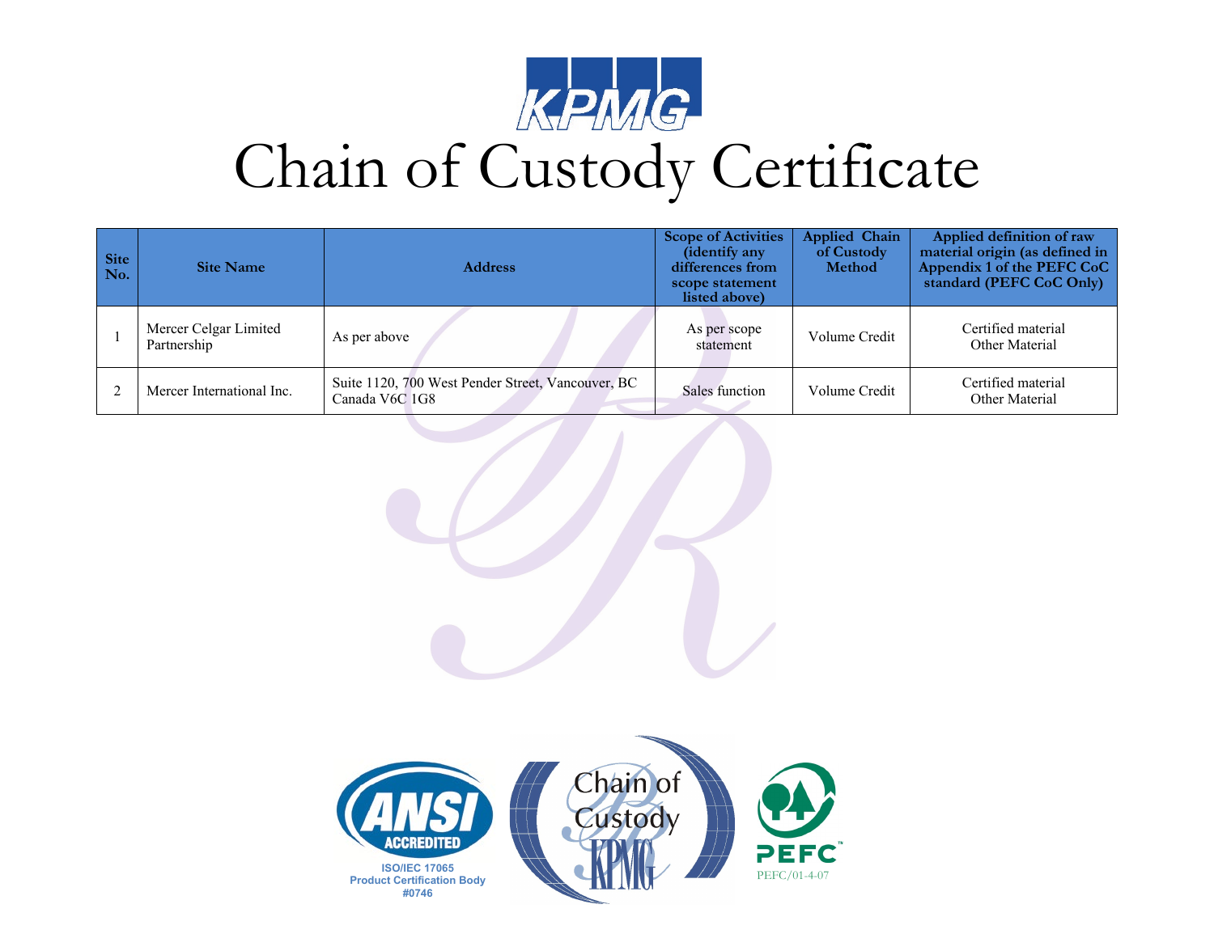# Chain of Custody Certificate

| Site No. | Site Name | Address | Scope of Activities (identify any differences from scope statement listed above) | Applied Chain of Custody Method | Applied definition of raw material origin (as defined in Appendix 1 of the PEFC CoC standard (PEFC CoC Only) |
|---|---|---|---|---|---|
| 1 | Mercer Celgar Limited Partnership | As per above | As per scope statement | Volume Credit | Certified material<br>Other Material |
| 2 | Mercer International Inc. | Suite 1120, 700 West Pender Street, Vancouver, BC Canada V6C 1G8 | Sales function | Volume Credit | Certified material<br>Other Material |

ANSI ACCREDITED
ISO/IEC 17065
Product Certification Body
#0746

Chain of Custody
KPMG

PEFC
PEFC/01-4-07